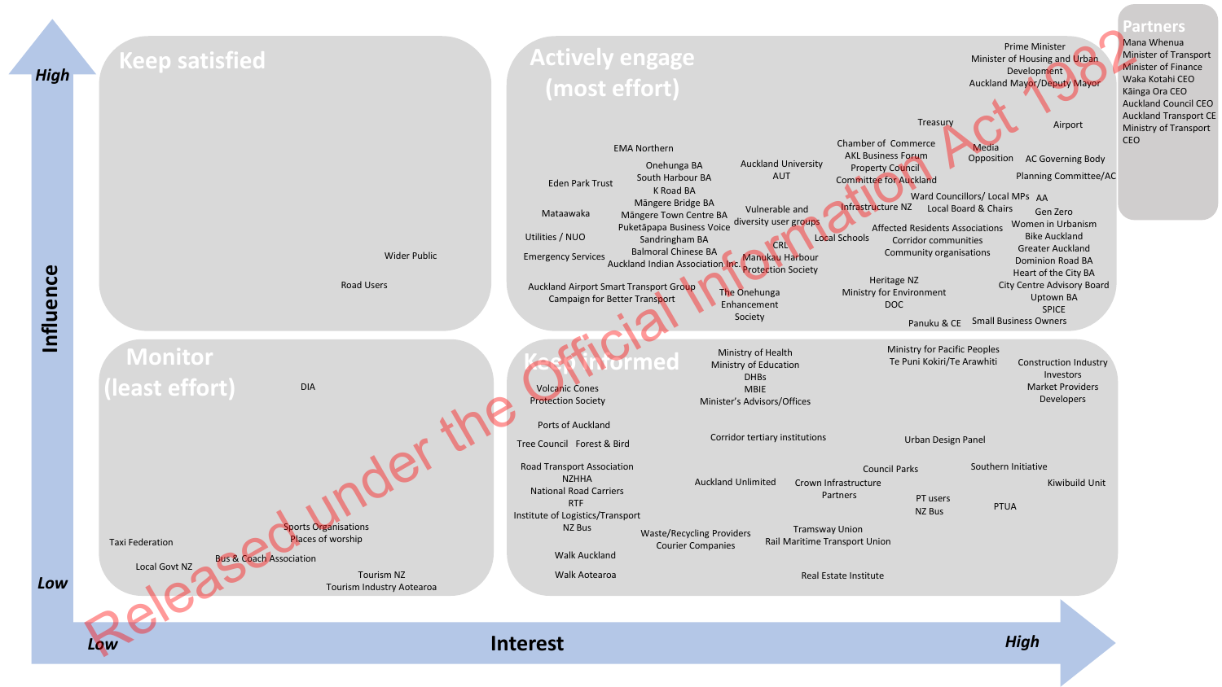# Stakeholder Map: Influence vs Interest

**Influence** (vertical axis: Low → High)
**Interest** (horizontal axis: Low → High)

## Keep satisfied
*(High influence, low interest)*

- Wider Public
- Road Users

## Actively engage (most effort)
*(High influence, high interest)*

- Prime Minister
- Minister of Housing and Urban Development
- Auckland Mayor/Deputy Mayor
- Treasury
- Airport
- EMA Northern
- Chamber of Commerce
- AKL Business Forum
- Property Council
- Committee for Auckland
- Media
- Opposition
- AC Governing Body
- Planning Committee/AC
- Eden Park Trust
- Onehunga BA
- South Harbour BA
- K Road BA
- Māngere Bridge BA
- Māngere Town Centre BA
- Puketāpapa Business Voice
- Sandringham BA
- Balmoral Chinese BA
- Auckland Indian Association Inc.
- Auckland University
- AUT
- Mataawaka
- Utilities / NUO
- Emergency Services
- Vulnerable and diversity user groups
- CRL
- Manukau Harbour Protection Society
- Infrastructure NZ
- Ward Councillors/ Local MPs
- Local Board & Chairs
- AA
- Gen Zero
- Women in Urbanism
- Bike Auckland
- Greater Auckland
- Dominion Road BA
- Heart of the City BA
- City Centre Advisory Board
- Uptown BA
- SPICE
- Local Schools
- Affected Residents Associations
- Corridor communities
- Community organisations
- Auckland Airport Smart Transport Group
- Campaign for Better Transport
- The Onehunga Enhancement Society
- Heritage NZ
- Ministry for Environment
- DOC
- Panuku & CE
- Small Business Owners

## Partners

- Mana Whenua
- Minister of Transport
- Minister of Finance
- Waka Kotahi CEO
- Kāinga Ora CEO
- Auckland Council CEO
- Auckland Transport CE
- Ministry of Transport CEO

## Monitor (least effort)
*(Low influence, low interest)*

- DIA
- Sports Organisations
- Places of worship
- Taxi Federation
- Bus & Coach Association
- Local Govt NZ
- Tourism NZ
- Tourism Industry Aotearoa

## Keep informed
*(Low influence, high interest)*

- Volcanic Cones Protection Society
- Ministry of Health
- Ministry of Education
- DHBs
- MBIE
- Minister's Advisors/Offices
- Ministry for Pacific Peoples
- Te Puni Kokiri/Te Arawhiti
- Construction Industry
- Investors
- Market Providers
- Developers
- Ports of Auckland
- Tree Council
- Forest & Bird
- Corridor tertiary institutions
- Urban Design Panel
- Road Transport Association
- NZHHA
- National Road Carriers
- RTF
- Institute of Logistics/Transport
- NZ Bus
- Auckland Unlimited
- Council Parks
- Crown Infrastructure Partners
- Southern Initiative
- Kiwibuild Unit
- PT users
- NZ Bus
- PTUA
- Waste/Recycling Providers
- Courier Companies
- Tramsway Union
- Rail Maritime Transport Union
- Walk Auckland
- Walk Aotearoa
- Real Estate Institute

Released under the Official Information Act 1982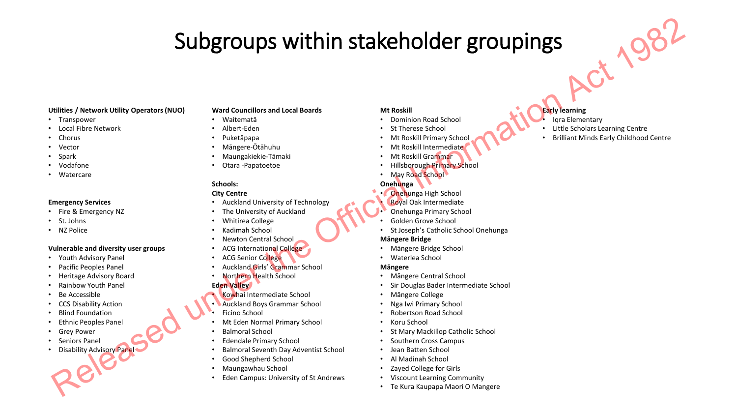# Subgroups within stakeholder groupings

**Utilities / Network Utility Operators (NUO)**

- Transpower
- Local Fibre Network
- Chorus
- Vector
- Spark
- Vodafone
- Watercare

**Emergency Services**

- Fire & Emergency NZ
- St. Johns
- NZ Police

**Vulnerable and diversity user groups**

- Youth Advisory Panel
- Pacific Peoples Panel
- Heritage Advisory Board
- Rainbow Youth Panel
- Be Accessible
- CCS Disability Action
- Blind Foundation
- Ethnic Peoples Panel
- Grey Power
- Seniors Panel
- Disability Advisory Panel

**Ward Councillors and Local Boards**

- Waitematā
- Albert-Eden
- Puketāpapa
- Māngere-Ōtāhuhu
- Maungakiekie-Tāmaki
- Otara -Papatoetoe

**Schools:**

**City Centre**

- Auckland University of Technology
- The University of Auckland
- Whitirea College
- Kadimah School
- Newton Central School
- ACG International College
- ACG Senior College
- Auckland Girls' Grammar School
- Northern Health School

**Eden Valley**

- Kowhai Intermediate School
- Auckland Boys Grammar School
- Ficino School
- Mt Eden Normal Primary School
- Balmoral School
- Edendale Primary School
- Balmoral Seventh Day Adventist School
- Good Shepherd School
- Maungawhau School
- Eden Campus: University of St Andrews

**Mt Roskill**

- Dominion Road School
- St Therese School
- Mt Roskill Primary School
- Mt Roskill Intermediate
- Mt Roskill Grammar
- Hillsborough Primary School
- May Road School

**Onehunga**

- Onehunga High School
- Royal Oak Intermediate
- Onehunga Primary School
- Golden Grove School
- St Joseph's Catholic School Onehunga

**Māngere Bridge**

- Māngere Bridge School
- Waterlea School

**Māngere**

- Māngere Central School
- Sir Douglas Bader Intermediate School
- Māngere College
- Nga Iwi Primary School
- Robertson Road School
- Koru School
- St Mary Mackillop Catholic School
- Southern Cross Campus
- Jean Batten School
- Al Madinah School
- Zayed College for Girls
- Viscount Learning Community
- Te Kura Kaupapa Maori O Mangere

**Early learning**

- Iqra Elementary
- Little Scholars Learning Centre
- Brilliant Minds Early Childhood Centre

Released under the Official Information Act 1982